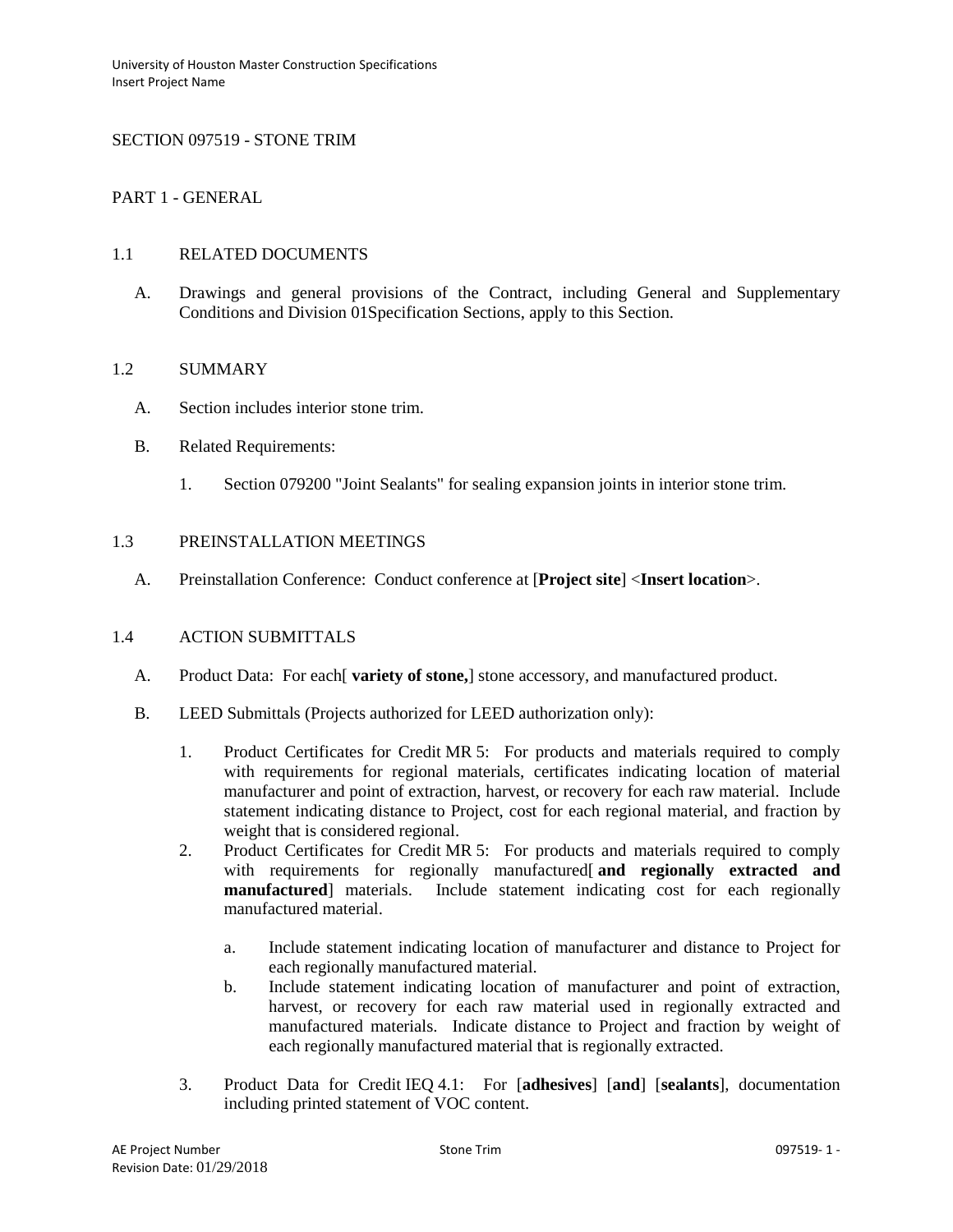# SECTION 097519 - STONE TRIM

## PART 1 - GENERAL

### 1.1 RELATED DOCUMENTS

A. Drawings and general provisions of the Contract, including General and Supplementary Conditions and Division 01Specification Sections, apply to this Section.

### 1.2 SUMMARY

A. Section includes interior stone trim.

B. Related Requirements:

1. Section 079200 "Joint Sealants" for sealing expansion joints in interior stone trim.

### 1.3 PREINSTALLATION MEETINGS

A. Preinstallation Conference: Conduct conference at [**Project site**] <**Insert location**>.

### 1.4 ACTION SUBMITTALS

A. Product Data: For each[ **variety of stone,**] stone accessory, and manufactured product.

B. LEED Submittals (Projects authorized for LEED authorization only):

1. Product Certificates for Credit MR 5: For products and materials required to comply with requirements for regional materials, certificates indicating location of material manufacturer and point of extraction, harvest, or recovery for each raw material. Include statement indicating distance to Project, cost for each regional material, and fraction by weight that is considered regional.
2. Product Certificates for Credit MR 5: For products and materials required to comply with requirements for regionally manufactured[ **and regionally extracted and manufactured**] materials. Include statement indicating cost for each regionally manufactured material.

   a. Include statement indicating location of manufacturer and distance to Project for each regionally manufactured material.

   b. Include statement indicating location of manufacturer and point of extraction, harvest, or recovery for each raw material used in regionally extracted and manufactured materials. Indicate distance to Project and fraction by weight of each regionally manufactured material that is regionally extracted.

3. Product Data for Credit IEQ 4.1: For [**adhesives**] [**and**] [**sealants**], documentation including printed statement of VOC content.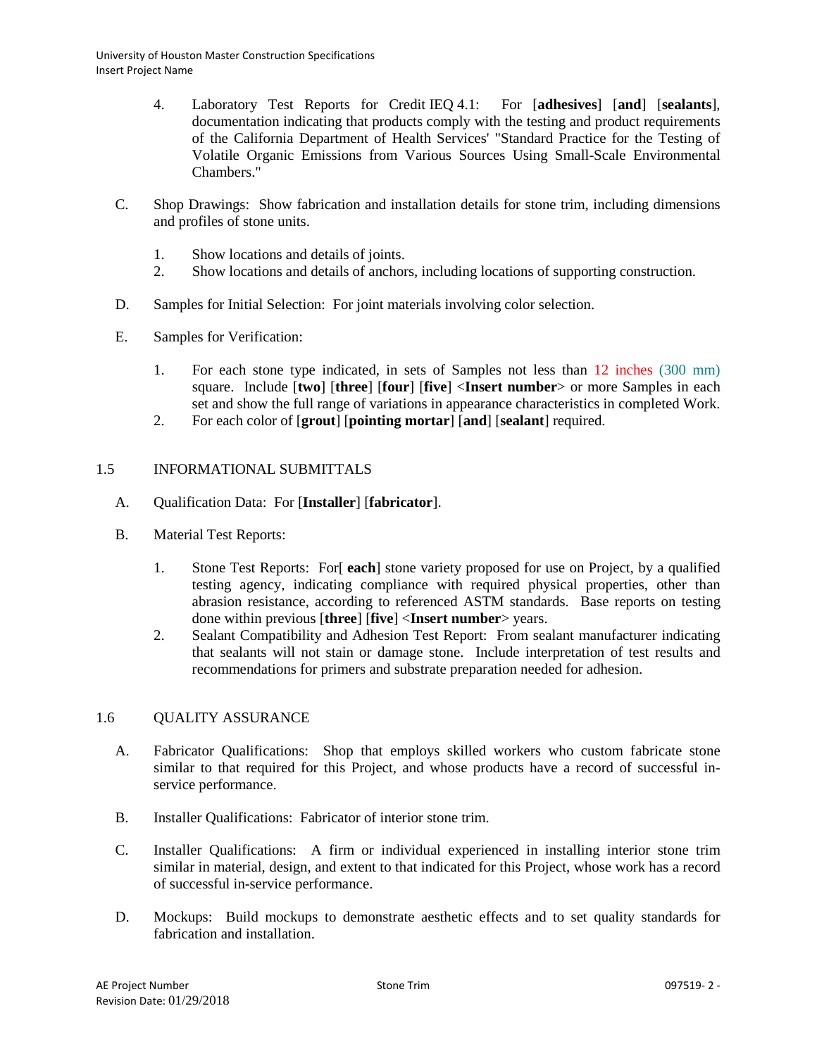4. Laboratory Test Reports for Credit IEQ 4.1: For [**adhesives**] [**and**] [**sealants**], documentation indicating that products comply with the testing and product requirements of the California Department of Health Services' "Standard Practice for the Testing of Volatile Organic Emissions from Various Sources Using Small-Scale Environmental Chambers."

C. Shop Drawings: Show fabrication and installation details for stone trim, including dimensions and profiles of stone units.

1. Show locations and details of joints.
2. Show locations and details of anchors, including locations of supporting construction.

D. Samples for Initial Selection: For joint materials involving color selection.

E. Samples for Verification:

1. For each stone type indicated, in sets of Samples not less than 12 inches (300 mm) square. Include [**two**] [**three**] [**four**] [**five**] <**Insert number**> or more Samples in each set and show the full range of variations in appearance characteristics in completed Work.
2. For each color of [**grout**] [**pointing mortar**] [**and**] [**sealant**] required.

## 1.5 INFORMATIONAL SUBMITTALS

A. Qualification Data: For [**Installer**] [**fabricator**].

B. Material Test Reports:

1. Stone Test Reports: For[ **each**] stone variety proposed for use on Project, by a qualified testing agency, indicating compliance with required physical properties, other than abrasion resistance, according to referenced ASTM standards. Base reports on testing done within previous [**three**] [**five**] <**Insert number**> years.
2. Sealant Compatibility and Adhesion Test Report: From sealant manufacturer indicating that sealants will not stain or damage stone. Include interpretation of test results and recommendations for primers and substrate preparation needed for adhesion.

## 1.6 QUALITY ASSURANCE

A. Fabricator Qualifications: Shop that employs skilled workers who custom fabricate stone similar to that required for this Project, and whose products have a record of successful in-service performance.

B. Installer Qualifications: Fabricator of interior stone trim.

C. Installer Qualifications: A firm or individual experienced in installing interior stone trim similar in material, design, and extent to that indicated for this Project, whose work has a record of successful in-service performance.

D. Mockups: Build mockups to demonstrate aesthetic effects and to set quality standards for fabrication and installation.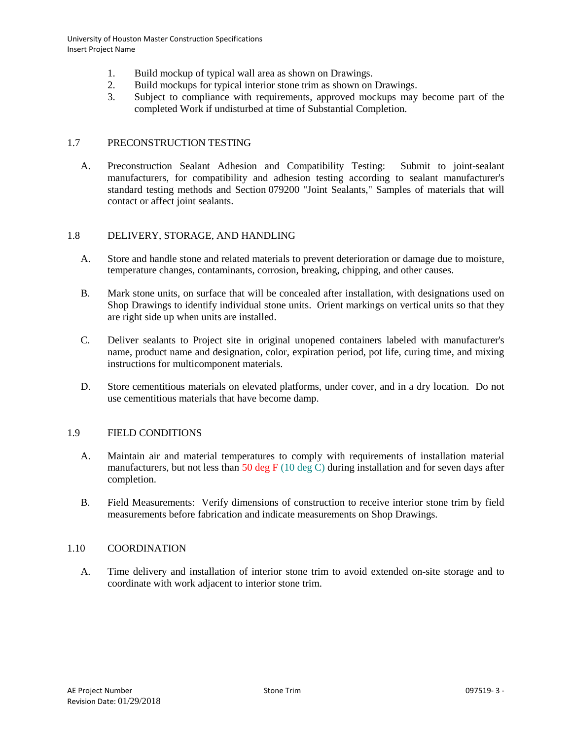1. Build mockup of typical wall area as shown on Drawings.
2. Build mockups for typical interior stone trim as shown on Drawings.
3. Subject to compliance with requirements, approved mockups may become part of the completed Work if undisturbed at time of Substantial Completion.

## 1.7 PRECONSTRUCTION TESTING

A. Preconstruction Sealant Adhesion and Compatibility Testing: Submit to joint-sealant manufacturers, for compatibility and adhesion testing according to sealant manufacturer's standard testing methods and Section 079200 "Joint Sealants," Samples of materials that will contact or affect joint sealants.

## 1.8 DELIVERY, STORAGE, AND HANDLING

A. Store and handle stone and related materials to prevent deterioration or damage due to moisture, temperature changes, contaminants, corrosion, breaking, chipping, and other causes.

B. Mark stone units, on surface that will be concealed after installation, with designations used on Shop Drawings to identify individual stone units. Orient markings on vertical units so that they are right side up when units are installed.

C. Deliver sealants to Project site in original unopened containers labeled with manufacturer's name, product name and designation, color, expiration period, pot life, curing time, and mixing instructions for multicomponent materials.

D. Store cementitious materials on elevated platforms, under cover, and in a dry location. Do not use cementitious materials that have become damp.

## 1.9 FIELD CONDITIONS

A. Maintain air and material temperatures to comply with requirements of installation material manufacturers, but not less than 50 deg F (10 deg C) during installation and for seven days after completion.

B. Field Measurements: Verify dimensions of construction to receive interior stone trim by field measurements before fabrication and indicate measurements on Shop Drawings.

## 1.10 COORDINATION

A. Time delivery and installation of interior stone trim to avoid extended on-site storage and to coordinate with work adjacent to interior stone trim.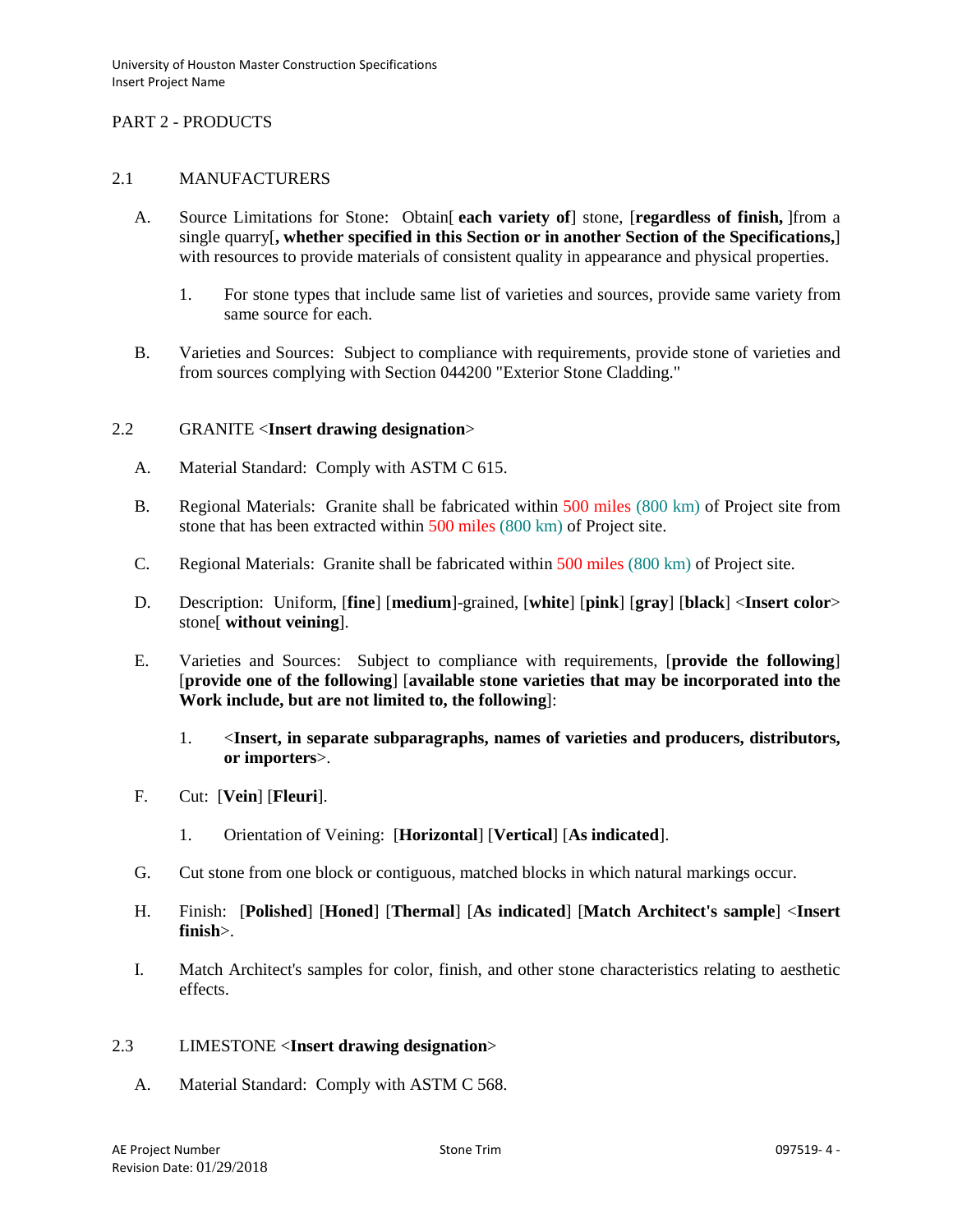## PART 2 - PRODUCTS

### 2.1 MANUFACTURERS

A. Source Limitations for Stone: Obtain[ **each variety of**] stone, [**regardless of finish,** ]from a single quarry[**, whether specified in this Section or in another Section of the Specifications,**] with resources to provide materials of consistent quality in appearance and physical properties.

1. For stone types that include same list of varieties and sources, provide same variety from same source for each.

B. Varieties and Sources: Subject to compliance with requirements, provide stone of varieties and from sources complying with Section 044200 "Exterior Stone Cladding."

### 2.2 GRANITE <**Insert drawing designation**>

A. Material Standard: Comply with ASTM C 615.

B. Regional Materials: Granite shall be fabricated within 500 miles (800 km) of Project site from stone that has been extracted within 500 miles (800 km) of Project site.

C. Regional Materials: Granite shall be fabricated within 500 miles (800 km) of Project site.

D. Description: Uniform, [**fine**] [**medium**]-grained, [**white**] [**pink**] [**gray**] [**black**] <**Insert color**> stone[ **without veining**].

E. Varieties and Sources: Subject to compliance with requirements, [**provide the following**] [**provide one of the following**] [**available stone varieties that may be incorporated into the Work include, but are not limited to, the following**]:

1. <**Insert, in separate subparagraphs, names of varieties and producers, distributors, or importers**>.

F. Cut: [**Vein**] [**Fleuri**].

1. Orientation of Veining: [**Horizontal**] [**Vertical**] [**As indicated**].

G. Cut stone from one block or contiguous, matched blocks in which natural markings occur.

H. Finish: [**Polished**] [**Honed**] [**Thermal**] [**As indicated**] [**Match Architect's sample**] <**Insert finish**>.

I. Match Architect's samples for color, finish, and other stone characteristics relating to aesthetic effects.

### 2.3 LIMESTONE <**Insert drawing designation**>

A. Material Standard: Comply with ASTM C 568.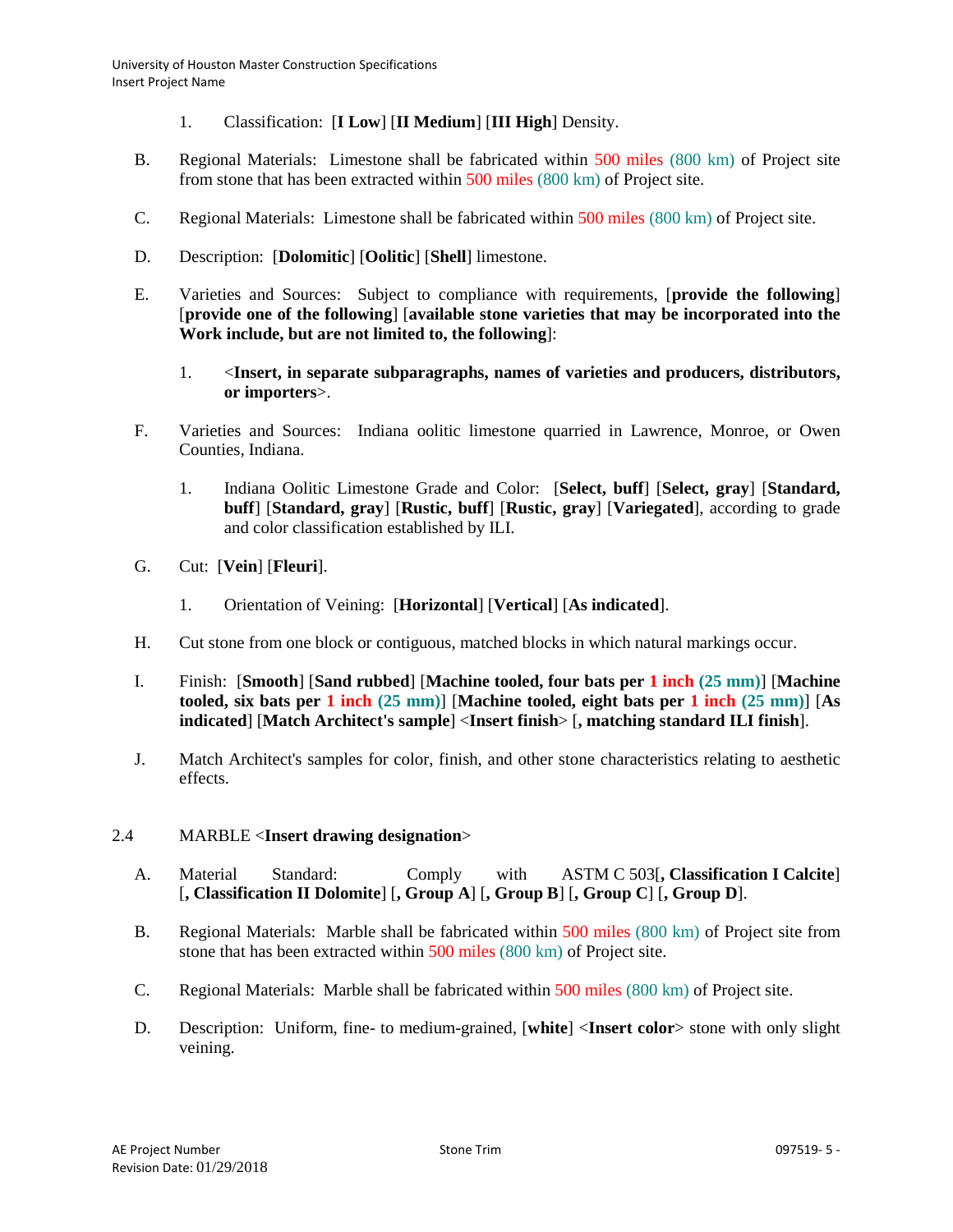1. Classification: [**I Low**] [**II Medium**] [**III High**] Density.

B. Regional Materials: Limestone shall be fabricated within 500 miles (800 km) of Project site from stone that has been extracted within 500 miles (800 km) of Project site.

C. Regional Materials: Limestone shall be fabricated within 500 miles (800 km) of Project site.

D. Description: [**Dolomitic**] [**Oolitic**] [**Shell**] limestone.

E. Varieties and Sources: Subject to compliance with requirements, [**provide the following**] [**provide one of the following**] [**available stone varieties that may be incorporated into the Work include, but are not limited to, the following**]:

   1. <**Insert, in separate subparagraphs, names of varieties and producers, distributors, or importers**>.

F. Varieties and Sources: Indiana oolitic limestone quarried in Lawrence, Monroe, or Owen Counties, Indiana.

   1. Indiana Oolitic Limestone Grade and Color: [**Select, buff**] [**Select, gray**] [**Standard, buff**] [**Standard, gray**] [**Rustic, buff**] [**Rustic, gray**] [**Variegated**], according to grade and color classification established by ILI.

G. Cut: [**Vein**] [**Fleuri**].

   1. Orientation of Veining: [**Horizontal**] [**Vertical**] [**As indicated**].

H. Cut stone from one block or contiguous, matched blocks in which natural markings occur.

I. Finish: [**Smooth**] [**Sand rubbed**] [**Machine tooled, four bats per 1 inch (25 mm)**] [**Machine tooled, six bats per 1 inch (25 mm)**] [**Machine tooled, eight bats per 1 inch (25 mm)**] [**As indicated**] [**Match Architect's sample**] <**Insert finish**> [**, matching standard ILI finish**].

J. Match Architect's samples for color, finish, and other stone characteristics relating to aesthetic effects.

## 2.4 MARBLE <**Insert drawing designation**>

A. Material Standard: Comply with ASTM C 503[**, Classification I Calcite**] [**, Classification II Dolomite**] [**, Group A**] [**, Group B**] [**, Group C**] [**, Group D**].

B. Regional Materials: Marble shall be fabricated within 500 miles (800 km) of Project site from stone that has been extracted within 500 miles (800 km) of Project site.

C. Regional Materials: Marble shall be fabricated within 500 miles (800 km) of Project site.

D. Description: Uniform, fine- to medium-grained, [**white**] <**Insert color**> stone with only slight veining.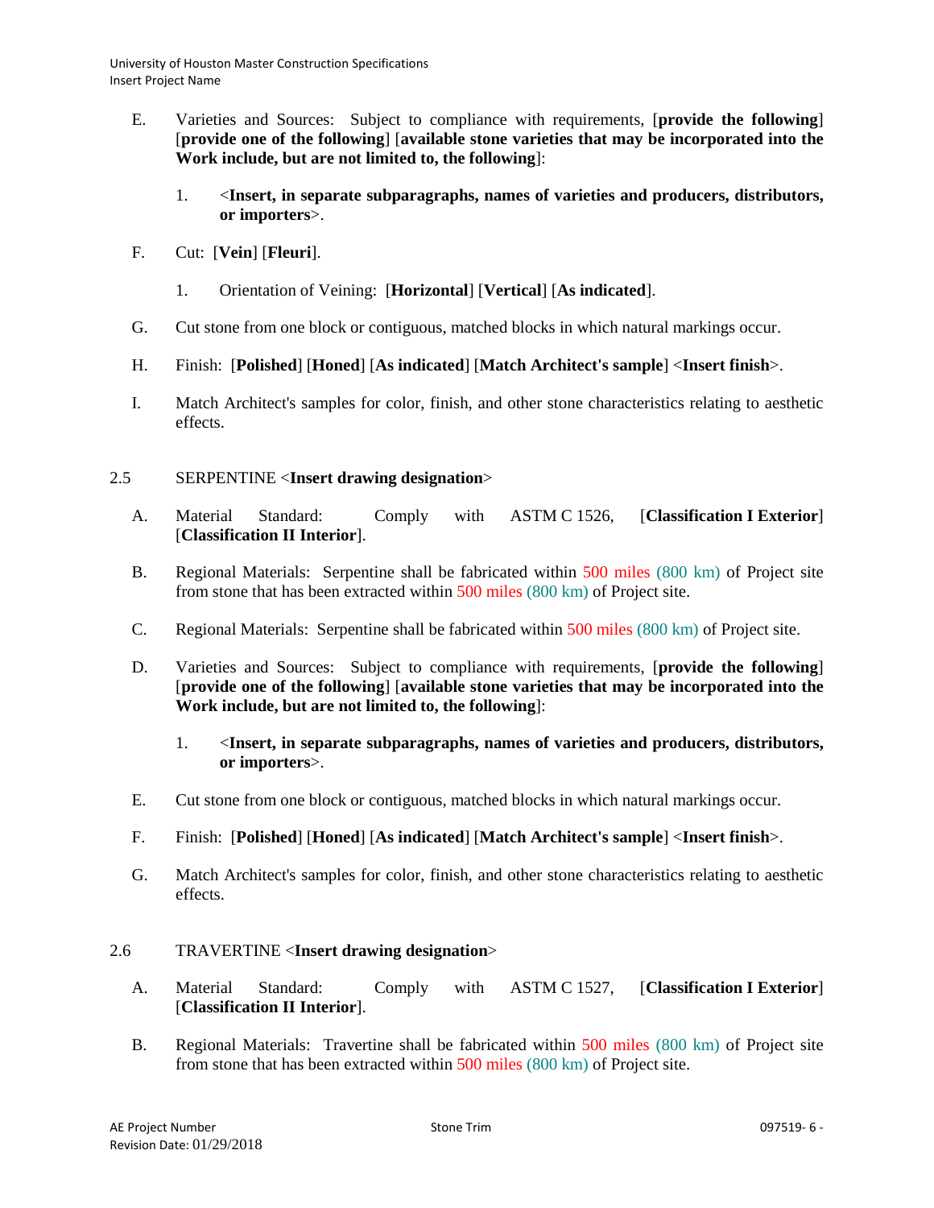E. Varieties and Sources: Subject to compliance with requirements, [**provide the following**] [**provide one of the following**] [**available stone varieties that may be incorporated into the Work include, but are not limited to, the following**]:

1. <**Insert, in separate subparagraphs, names of varieties and producers, distributors, or importers**>.

F. Cut: [**Vein**] [**Fleuri**].

1. Orientation of Veining: [**Horizontal**] [**Vertical**] [**As indicated**].

G. Cut stone from one block or contiguous, matched blocks in which natural markings occur.

H. Finish: [**Polished**] [**Honed**] [**As indicated**] [**Match Architect's sample**] <**Insert finish**>.

I. Match Architect's samples for color, finish, and other stone characteristics relating to aesthetic effects.

## 2.5 SERPENTINE <**Insert drawing designation**>

A. Material Standard: Comply with ASTM C 1526, [**Classification I Exterior**] [**Classification II Interior**].

B. Regional Materials: Serpentine shall be fabricated within 500 miles (800 km) of Project site from stone that has been extracted within 500 miles (800 km) of Project site.

C. Regional Materials: Serpentine shall be fabricated within 500 miles (800 km) of Project site.

D. Varieties and Sources: Subject to compliance with requirements, [**provide the following**] [**provide one of the following**] [**available stone varieties that may be incorporated into the Work include, but are not limited to, the following**]:

1. <**Insert, in separate subparagraphs, names of varieties and producers, distributors, or importers**>.

E. Cut stone from one block or contiguous, matched blocks in which natural markings occur.

F. Finish: [**Polished**] [**Honed**] [**As indicated**] [**Match Architect's sample**] <**Insert finish**>.

G. Match Architect's samples for color, finish, and other stone characteristics relating to aesthetic effects.

## 2.6 TRAVERTINE <**Insert drawing designation**>

A. Material Standard: Comply with ASTM C 1527, [**Classification I Exterior**] [**Classification II Interior**].

B. Regional Materials: Travertine shall be fabricated within 500 miles (800 km) of Project site from stone that has been extracted within 500 miles (800 km) of Project site.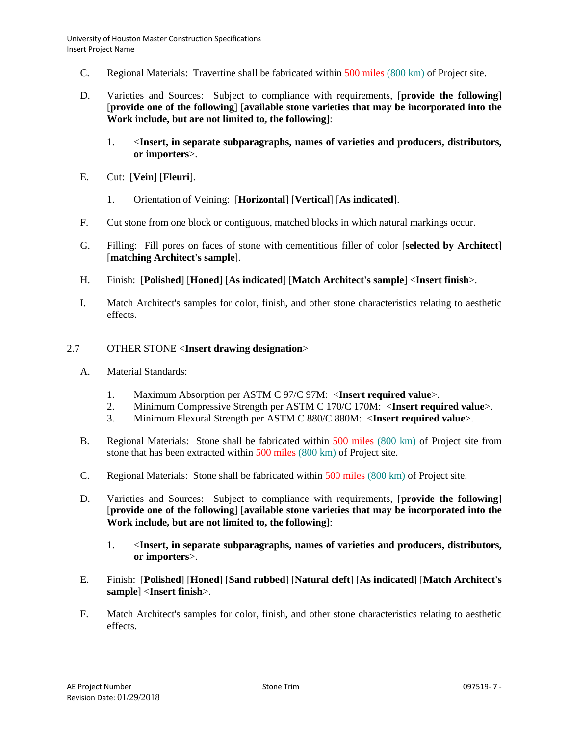C. Regional Materials: Travertine shall be fabricated within 500 miles (800 km) of Project site.

D. Varieties and Sources: Subject to compliance with requirements, [**provide the following**] [**provide one of the following**] [**available stone varieties that may be incorporated into the Work include, but are not limited to, the following**]:

1. <**Insert, in separate subparagraphs, names of varieties and producers, distributors, or importers**>.

E. Cut: [**Vein**] [**Fleuri**].

1. Orientation of Veining: [**Horizontal**] [**Vertical**] [**As indicated**].

F. Cut stone from one block or contiguous, matched blocks in which natural markings occur.

G. Filling: Fill pores on faces of stone with cementitious filler of color [**selected by Architect**] [**matching Architect's sample**].

H. Finish: [**Polished**] [**Honed**] [**As indicated**] [**Match Architect's sample**] <**Insert finish**>.

I. Match Architect's samples for color, finish, and other stone characteristics relating to aesthetic effects.

## 2.7 OTHER STONE <**Insert drawing designation**>

A. Material Standards:

1. Maximum Absorption per ASTM C 97/C 97M: <**Insert required value**>.
2. Minimum Compressive Strength per ASTM C 170/C 170M: <**Insert required value**>.
3. Minimum Flexural Strength per ASTM C 880/C 880M: <**Insert required value**>.

B. Regional Materials: Stone shall be fabricated within 500 miles (800 km) of Project site from stone that has been extracted within 500 miles (800 km) of Project site.

C. Regional Materials: Stone shall be fabricated within 500 miles (800 km) of Project site.

D. Varieties and Sources: Subject to compliance with requirements, [**provide the following**] [**provide one of the following**] [**available stone varieties that may be incorporated into the Work include, but are not limited to, the following**]:

1. <**Insert, in separate subparagraphs, names of varieties and producers, distributors, or importers**>.

E. Finish: [**Polished**] [**Honed**] [**Sand rubbed**] [**Natural cleft**] [**As indicated**] [**Match Architect's sample**] <**Insert finish**>.

F. Match Architect's samples for color, finish, and other stone characteristics relating to aesthetic effects.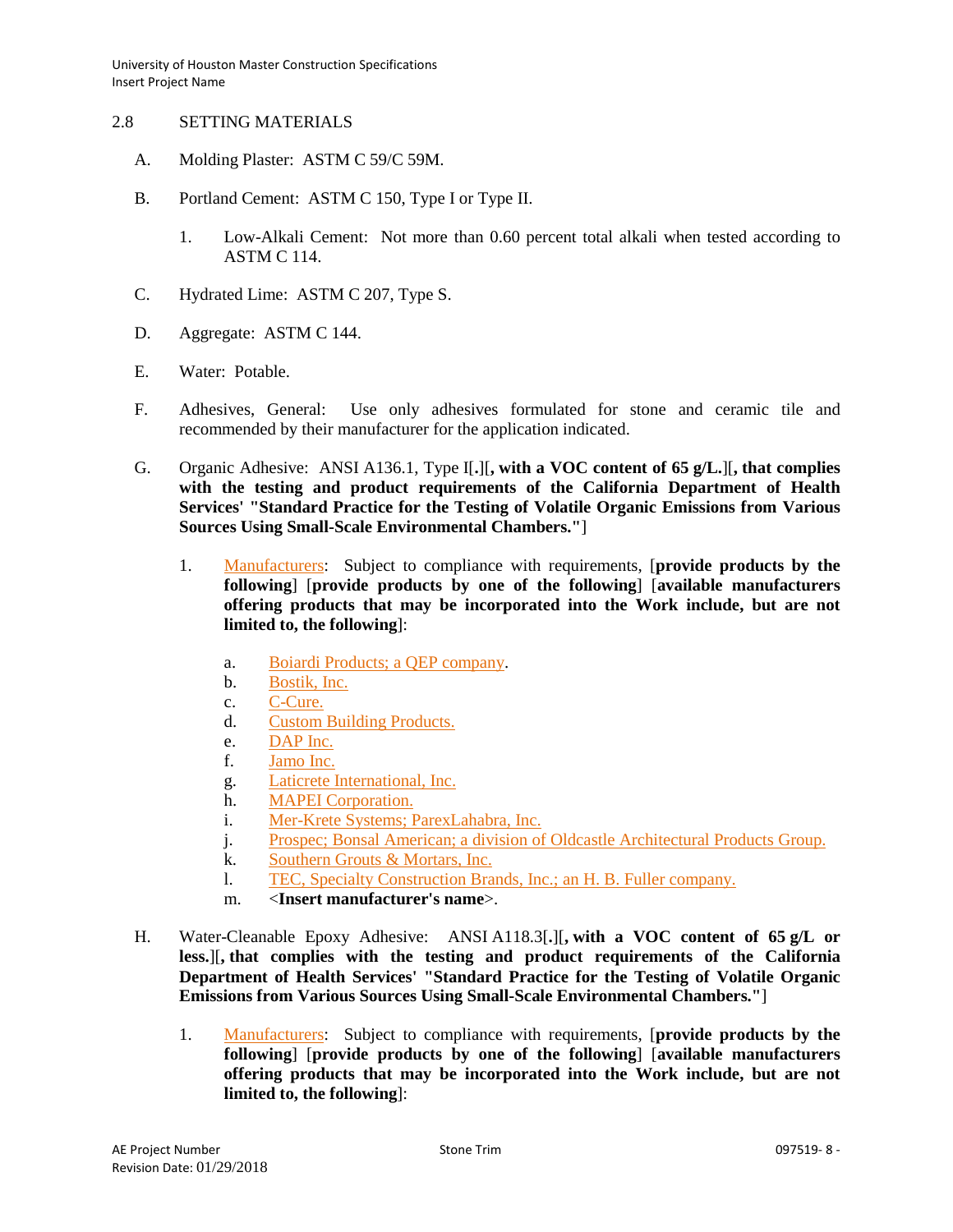## 2.8 SETTING MATERIALS

A. Molding Plaster: ASTM C 59/C 59M.

B. Portland Cement: ASTM C 150, Type I or Type II.

1. Low-Alkali Cement: Not more than 0.60 percent total alkali when tested according to ASTM C 114.

C. Hydrated Lime: ASTM C 207, Type S.

D. Aggregate: ASTM C 144.

E. Water: Potable.

F. Adhesives, General: Use only adhesives formulated for stone and ceramic tile and recommended by their manufacturer for the application indicated.

G. Organic Adhesive: ANSI A136.1, Type I[**.**][**, with a VOC content of 65 g/L.**][**, that complies with the testing and product requirements of the California Department of Health Services' "Standard Practice for the Testing of Volatile Organic Emissions from Various Sources Using Small-Scale Environmental Chambers."**]

1. Manufacturers: Subject to compliance with requirements, [**provide products by the following**] [**provide products by one of the following**] [**available manufacturers offering products that may be incorporated into the Work include, but are not limited to, the following**]:

   a. Boiardi Products; a QEP company.
   b. Bostik, Inc.
   c. C-Cure.
   d. Custom Building Products.
   e. DAP Inc.
   f. Jamo Inc.
   g. Laticrete International, Inc.
   h. MAPEI Corporation.
   i. Mer-Krete Systems; ParexLahabra, Inc.
   j. Prospec; Bonsal American; a division of Oldcastle Architectural Products Group.
   k. Southern Grouts & Mortars, Inc.
   l. TEC, Specialty Construction Brands, Inc.; an H. B. Fuller company.
   m. <**Insert manufacturer's name**>.

H. Water-Cleanable Epoxy Adhesive: ANSI A118.3[**.**][**, with a VOC content of 65 g/L or less.**][**, that complies with the testing and product requirements of the California Department of Health Services' "Standard Practice for the Testing of Volatile Organic Emissions from Various Sources Using Small-Scale Environmental Chambers."**]

1. Manufacturers: Subject to compliance with requirements, [**provide products by the following**] [**provide products by one of the following**] [**available manufacturers offering products that may be incorporated into the Work include, but are not limited to, the following**]: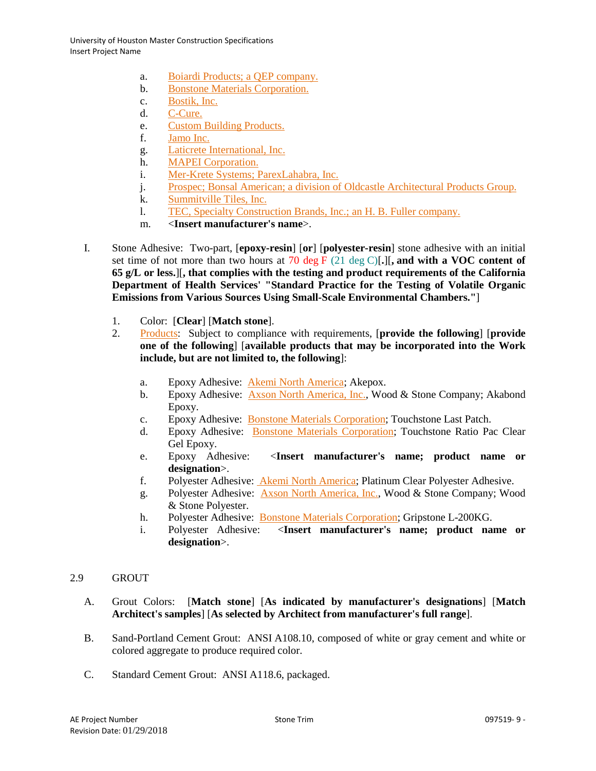a. Boiardi Products; a QEP company.
b. Bonstone Materials Corporation.
c. Bostik, Inc.
d. C-Cure.
e. Custom Building Products.
f. Jamo Inc.
g. Laticrete International, Inc.
h. MAPEI Corporation.
i. Mer-Krete Systems; ParexLahabra, Inc.
j. Prospec; Bonsal American; a division of Oldcastle Architectural Products Group.
k. Summitville Tiles, Inc.
l. TEC, Specialty Construction Brands, Inc.; an H. B. Fuller company.
m. <**Insert manufacturer's name**>.

I. Stone Adhesive: Two-part, [**epoxy-resin**] [**or**] [**polyester-resin**] stone adhesive with an initial set time of not more than two hours at 70 deg F (21 deg C)[**.**][**, and with a VOC content of 65 g/L or less.**][**, that complies with the testing and product requirements of the California Department of Health Services' "Standard Practice for the Testing of Volatile Organic Emissions from Various Sources Using Small-Scale Environmental Chambers."**]

1. Color: [**Clear**] [**Match stone**].
2. Products: Subject to compliance with requirements, [**provide the following**] [**provide one of the following**] [**available products that may be incorporated into the Work include, but are not limited to, the following**]:
   a. Epoxy Adhesive: Akemi North America; Akepox.
   b. Epoxy Adhesive: Axson North America, Inc., Wood & Stone Company; Akabond Epoxy.
   c. Epoxy Adhesive: Bonstone Materials Corporation; Touchstone Last Patch.
   d. Epoxy Adhesive: Bonstone Materials Corporation; Touchstone Ratio Pac Clear Gel Epoxy.
   e. Epoxy Adhesive: <**Insert manufacturer's name; product name or designation**>.
   f. Polyester Adhesive: Akemi North America; Platinum Clear Polyester Adhesive.
   g. Polyester Adhesive: Axson North America, Inc., Wood & Stone Company; Wood & Stone Polyester.
   h. Polyester Adhesive: Bonstone Materials Corporation; Gripstone L-200KG.
   i. Polyester Adhesive: <**Insert manufacturer's name; product name or designation**>.

## 2.9 GROUT

A. Grout Colors: [**Match stone**] [**As indicated by manufacturer's designations**] [**Match Architect's samples**] [**As selected by Architect from manufacturer's full range**].

B. Sand-Portland Cement Grout: ANSI A108.10, composed of white or gray cement and white or colored aggregate to produce required color.

C. Standard Cement Grout: ANSI A118.6, packaged.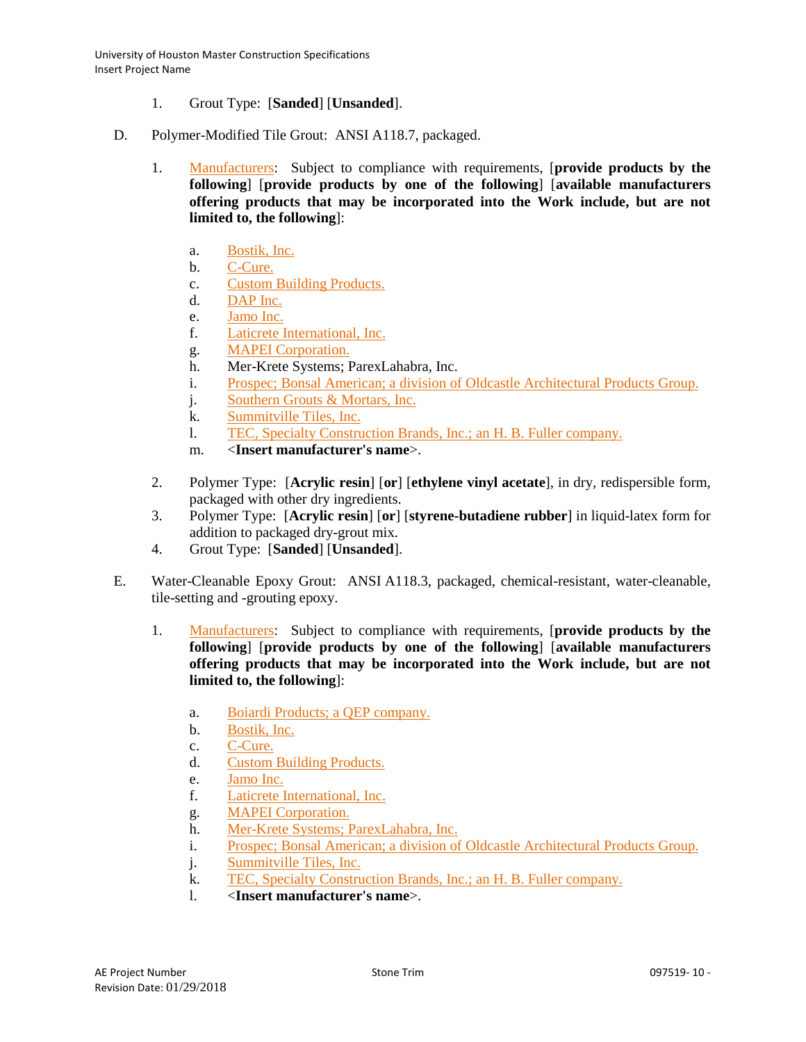1. Grout Type: [**Sanded**] [**Unsanded**].

D. Polymer-Modified Tile Grout: ANSI A118.7, packaged.

1. Manufacturers: Subject to compliance with requirements, [**provide products by the following**] [**provide products by one of the following**] [**available manufacturers offering products that may be incorporated into the Work include, but are not limited to, the following**]:

   a. Bostik, Inc.
   b. C-Cure.
   c. Custom Building Products.
   d. DAP Inc.
   e. Jamo Inc.
   f. Laticrete International, Inc.
   g. MAPEI Corporation.
   h. Mer-Krete Systems; ParexLahabra, Inc.
   i. Prospec; Bonsal American; a division of Oldcastle Architectural Products Group.
   j. Southern Grouts & Mortars, Inc.
   k. Summitville Tiles, Inc.
   l. TEC, Specialty Construction Brands, Inc.; an H. B. Fuller company.
   m. <**Insert manufacturer's name**>.

2. Polymer Type: [**Acrylic resin**] [**or**] [**ethylene vinyl acetate**], in dry, redispersible form, packaged with other dry ingredients.
3. Polymer Type: [**Acrylic resin**] [**or**] [**styrene-butadiene rubber**] in liquid-latex form for addition to packaged dry-grout mix.
4. Grout Type: [**Sanded**] [**Unsanded**].

E. Water-Cleanable Epoxy Grout: ANSI A118.3, packaged, chemical-resistant, water-cleanable, tile-setting and -grouting epoxy.

1. Manufacturers: Subject to compliance with requirements, [**provide products by the following**] [**provide products by one of the following**] [**available manufacturers offering products that may be incorporated into the Work include, but are not limited to, the following**]:

   a. Boiardi Products; a QEP company.
   b. Bostik, Inc.
   c. C-Cure.
   d. Custom Building Products.
   e. Jamo Inc.
   f. Laticrete International, Inc.
   g. MAPEI Corporation.
   h. Mer-Krete Systems; ParexLahabra, Inc.
   i. Prospec; Bonsal American; a division of Oldcastle Architectural Products Group.
   j. Summitville Tiles, Inc.
   k. TEC, Specialty Construction Brands, Inc.; an H. B. Fuller company.
   l. <**Insert manufacturer's name**>.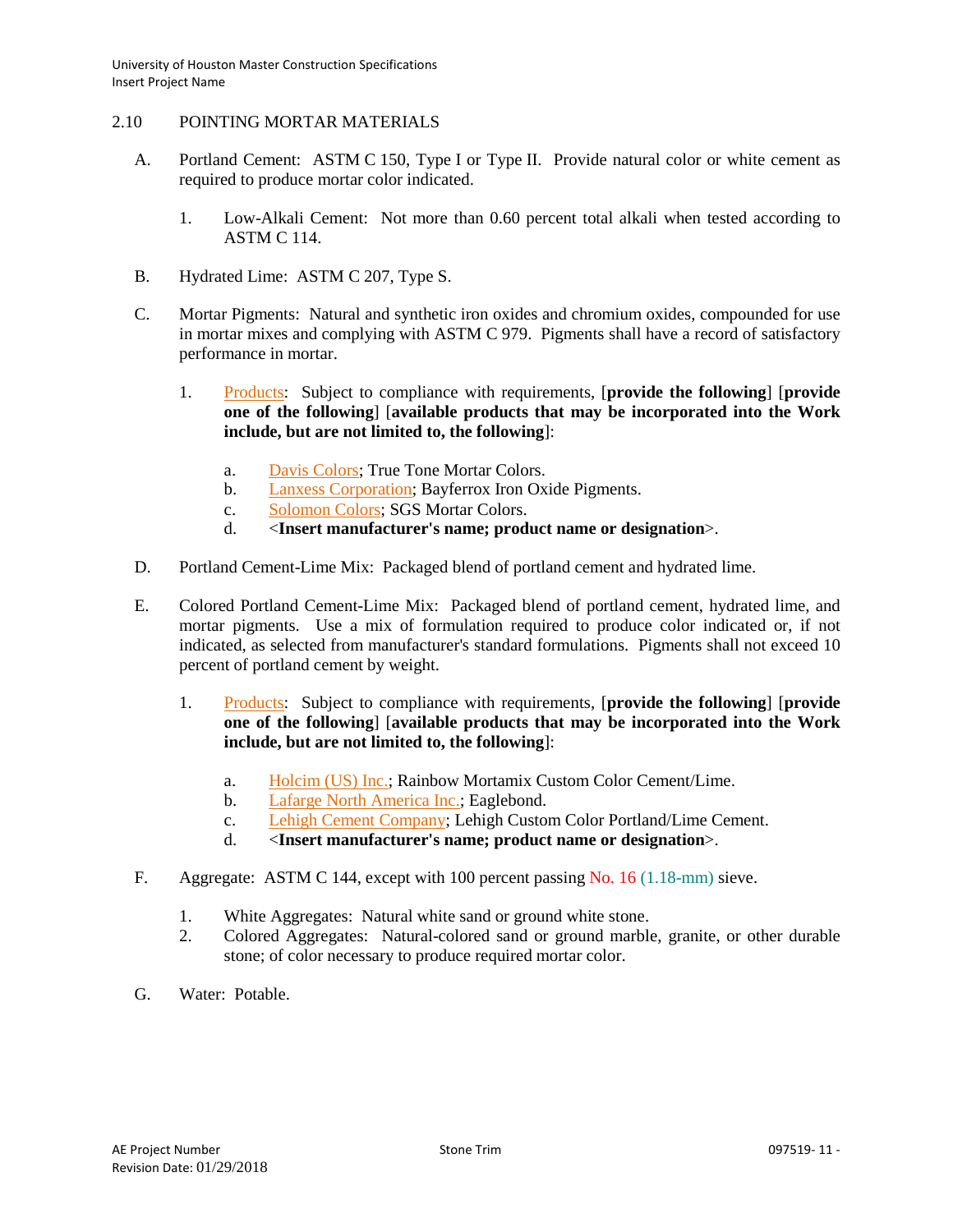## 2.10 POINTING MORTAR MATERIALS

A. Portland Cement: ASTM C 150, Type I or Type II. Provide natural color or white cement as required to produce mortar color indicated.

   1. Low-Alkali Cement: Not more than 0.60 percent total alkali when tested according to ASTM C 114.

B. Hydrated Lime: ASTM C 207, Type S.

C. Mortar Pigments: Natural and synthetic iron oxides and chromium oxides, compounded for use in mortar mixes and complying with ASTM C 979. Pigments shall have a record of satisfactory performance in mortar.

   1. Products: Subject to compliance with requirements, [**provide the following**] [**provide one of the following**] [**available products that may be incorporated into the Work include, but are not limited to, the following**]:

      a. Davis Colors; True Tone Mortar Colors.
      b. Lanxess Corporation; Bayferrox Iron Oxide Pigments.
      c. Solomon Colors; SGS Mortar Colors.
      d. <**Insert manufacturer's name; product name or designation**>.

D. Portland Cement-Lime Mix: Packaged blend of portland cement and hydrated lime.

E. Colored Portland Cement-Lime Mix: Packaged blend of portland cement, hydrated lime, and mortar pigments. Use a mix of formulation required to produce color indicated or, if not indicated, as selected from manufacturer's standard formulations. Pigments shall not exceed 10 percent of portland cement by weight.

   1. Products: Subject to compliance with requirements, [**provide the following**] [**provide one of the following**] [**available products that may be incorporated into the Work include, but are not limited to, the following**]:

      a. Holcim (US) Inc.; Rainbow Mortamix Custom Color Cement/Lime.
      b. Lafarge North America Inc.; Eaglebond.
      c. Lehigh Cement Company; Lehigh Custom Color Portland/Lime Cement.
      d. <**Insert manufacturer's name; product name or designation**>.

F. Aggregate: ASTM C 144, except with 100 percent passing No. 16 (1.18-mm) sieve.

   1. White Aggregates: Natural white sand or ground white stone.
   2. Colored Aggregates: Natural-colored sand or ground marble, granite, or other durable stone; of color necessary to produce required mortar color.

G. Water: Potable.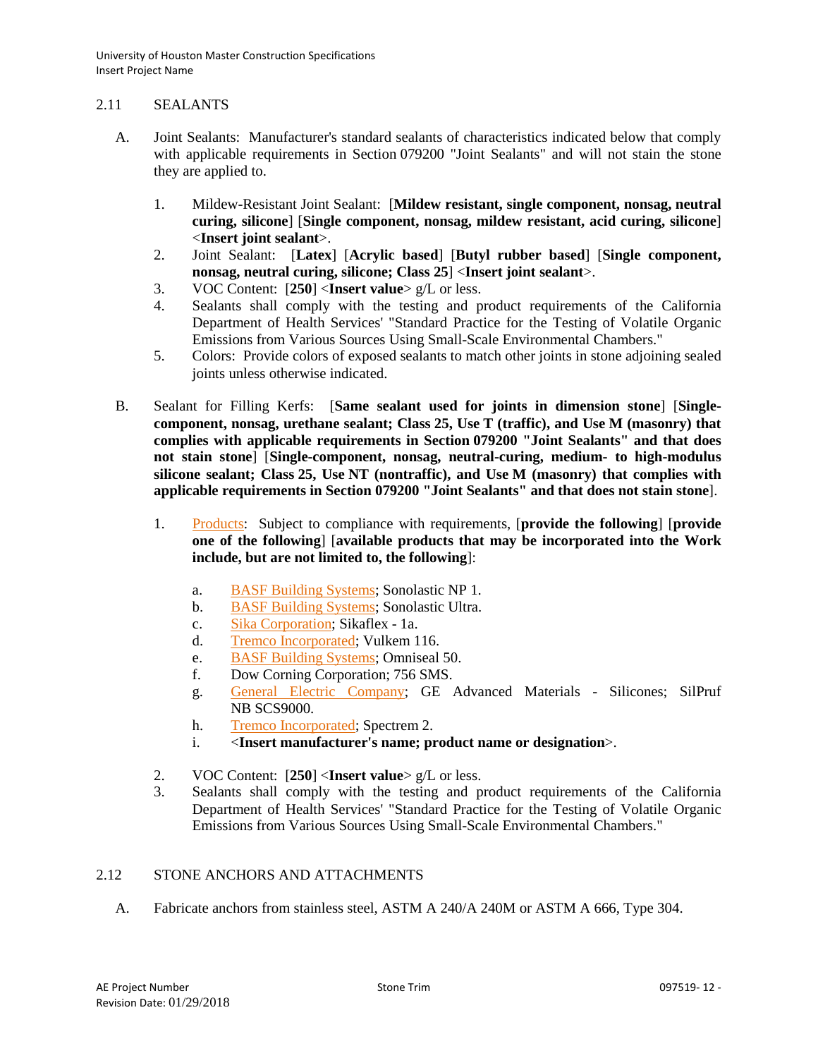## 2.11 SEALANTS

A. Joint Sealants: Manufacturer's standard sealants of characteristics indicated below that comply with applicable requirements in Section 079200 "Joint Sealants" and will not stain the stone they are applied to.

1. Mildew-Resistant Joint Sealant: [**Mildew resistant, single component, nonsag, neutral curing, silicone**] [**Single component, nonsag, mildew resistant, acid curing, silicone**] <**Insert joint sealant**>.
2. Joint Sealant: [**Latex**] [**Acrylic based**] [**Butyl rubber based**] [**Single component, nonsag, neutral curing, silicone; Class 25**] <**Insert joint sealant**>.
3. VOC Content: [**250**] <**Insert value**> g/L or less.
4. Sealants shall comply with the testing and product requirements of the California Department of Health Services' "Standard Practice for the Testing of Volatile Organic Emissions from Various Sources Using Small-Scale Environmental Chambers."
5. Colors: Provide colors of exposed sealants to match other joints in stone adjoining sealed joints unless otherwise indicated.

B. Sealant for Filling Kerfs: [**Same sealant used for joints in dimension stone**] [**Single-component, nonsag, urethane sealant; Class 25, Use T (traffic), and Use M (masonry) that complies with applicable requirements in Section 079200 "Joint Sealants" and that does not stain stone**] [**Single-component, nonsag, neutral-curing, medium- to high-modulus silicone sealant; Class 25, Use NT (nontraffic), and Use M (masonry) that complies with applicable requirements in Section 079200 "Joint Sealants" and that does not stain stone**].

1. Products: Subject to compliance with requirements, [**provide the following**] [**provide one of the following**] [**available products that may be incorporated into the Work include, but are not limited to, the following**]:
   a. BASF Building Systems; Sonolastic NP 1.
   b. BASF Building Systems; Sonolastic Ultra.
   c. Sika Corporation; Sikaflex - 1a.
   d. Tremco Incorporated; Vulkem 116.
   e. BASF Building Systems; Omniseal 50.
   f. Dow Corning Corporation; 756 SMS.
   g. General Electric Company; GE Advanced Materials - Silicones; SilPruf NB SCS9000.
   h. Tremco Incorporated; Spectrem 2.
   i. <**Insert manufacturer's name; product name or designation**>.
2. VOC Content: [**250**] <**Insert value**> g/L or less.
3. Sealants shall comply with the testing and product requirements of the California Department of Health Services' "Standard Practice for the Testing of Volatile Organic Emissions from Various Sources Using Small-Scale Environmental Chambers."

## 2.12 STONE ANCHORS AND ATTACHMENTS

A. Fabricate anchors from stainless steel, ASTM A 240/A 240M or ASTM A 666, Type 304.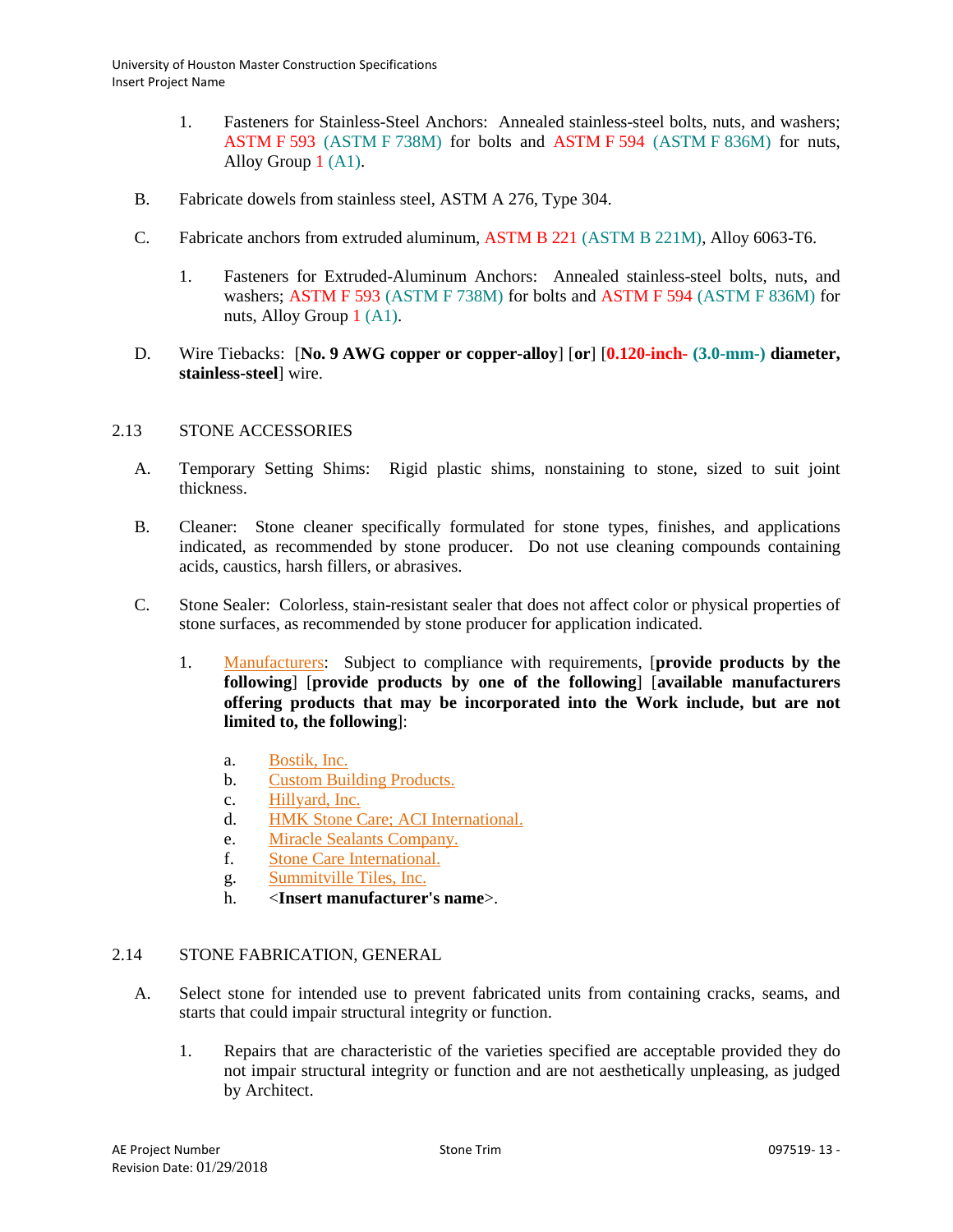1. Fasteners for Stainless-Steel Anchors: Annealed stainless-steel bolts, nuts, and washers; ASTM F 593 (ASTM F 738M) for bolts and ASTM F 594 (ASTM F 836M) for nuts, Alloy Group 1 (A1).

B. Fabricate dowels from stainless steel, ASTM A 276, Type 304.

C. Fabricate anchors from extruded aluminum, ASTM B 221 (ASTM B 221M), Alloy 6063-T6.

1. Fasteners for Extruded-Aluminum Anchors: Annealed stainless-steel bolts, nuts, and washers; ASTM F 593 (ASTM F 738M) for bolts and ASTM F 594 (ASTM F 836M) for nuts, Alloy Group 1 (A1).

D. Wire Tiebacks: [**No. 9 AWG copper or copper-alloy**] [**or**] [**0.120-inch- (3.0-mm-) diameter, stainless-steel**] wire.

## 2.13 STONE ACCESSORIES

A. Temporary Setting Shims: Rigid plastic shims, nonstaining to stone, sized to suit joint thickness.

B. Cleaner: Stone cleaner specifically formulated for stone types, finishes, and applications indicated, as recommended by stone producer. Do not use cleaning compounds containing acids, caustics, harsh fillers, or abrasives.

C. Stone Sealer: Colorless, stain-resistant sealer that does not affect color or physical properties of stone surfaces, as recommended by stone producer for application indicated.

1. Manufacturers: Subject to compliance with requirements, [**provide products by the following**] [**provide products by one of the following**] [**available manufacturers offering products that may be incorporated into the Work include, but are not limited to, the following**]:

   a. Bostik, Inc.
   b. Custom Building Products.
   c. Hillyard, Inc.
   d. HMK Stone Care; ACI International.
   e. Miracle Sealants Company.
   f. Stone Care International.
   g. Summitville Tiles, Inc.
   h. <**Insert manufacturer's name**>.

## 2.14 STONE FABRICATION, GENERAL

A. Select stone for intended use to prevent fabricated units from containing cracks, seams, and starts that could impair structural integrity or function.

1. Repairs that are characteristic of the varieties specified are acceptable provided they do not impair structural integrity or function and are not aesthetically unpleasing, as judged by Architect.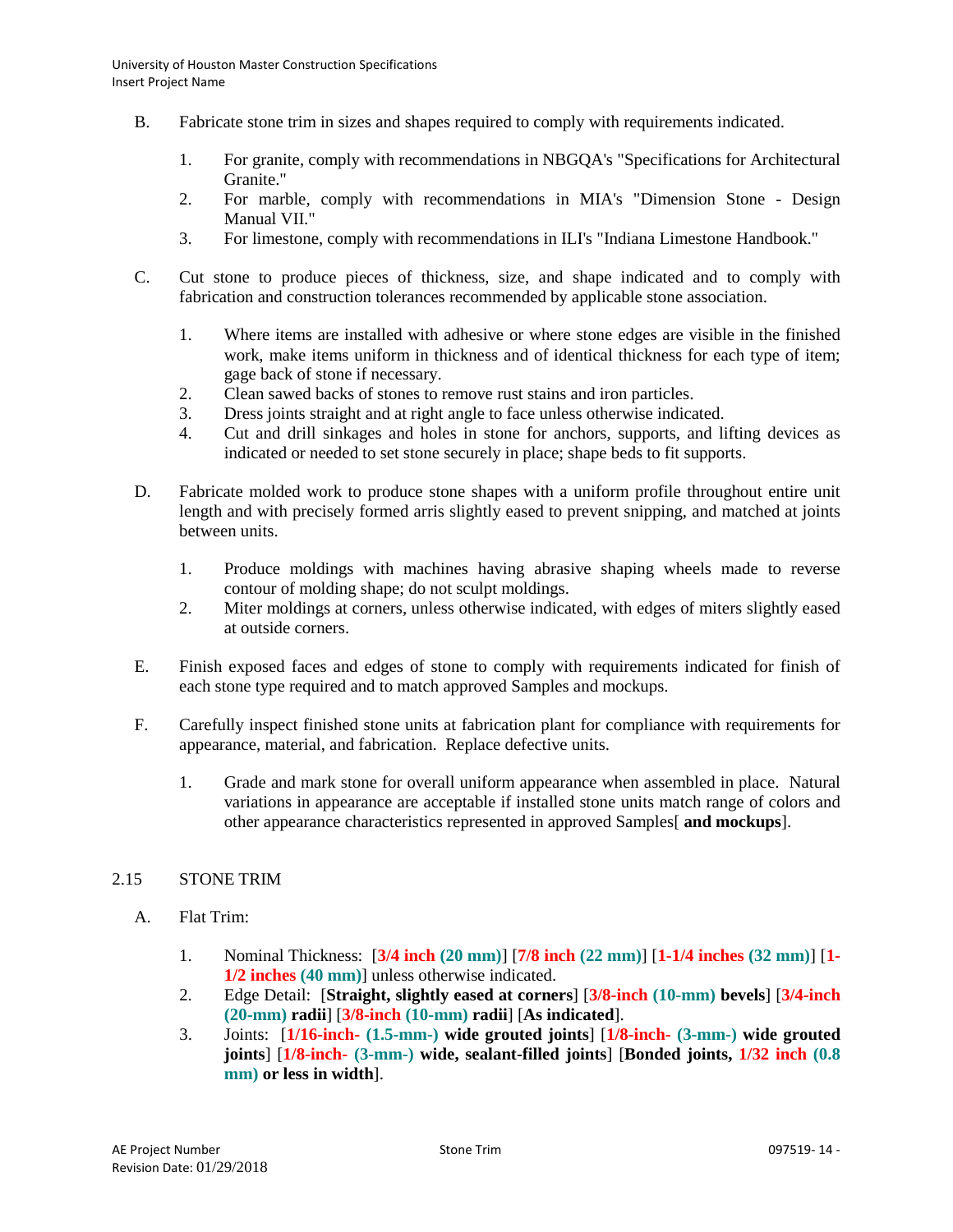B. Fabricate stone trim in sizes and shapes required to comply with requirements indicated.

1. For granite, comply with recommendations in NBGQA's "Specifications for Architectural Granite."
2. For marble, comply with recommendations in MIA's "Dimension Stone - Design Manual VII."
3. For limestone, comply with recommendations in ILI's "Indiana Limestone Handbook."

C. Cut stone to produce pieces of thickness, size, and shape indicated and to comply with fabrication and construction tolerances recommended by applicable stone association.

1. Where items are installed with adhesive or where stone edges are visible in the finished work, make items uniform in thickness and of identical thickness for each type of item; gage back of stone if necessary.
2. Clean sawed backs of stones to remove rust stains and iron particles.
3. Dress joints straight and at right angle to face unless otherwise indicated.
4. Cut and drill sinkages and holes in stone for anchors, supports, and lifting devices as indicated or needed to set stone securely in place; shape beds to fit supports.

D. Fabricate molded work to produce stone shapes with a uniform profile throughout entire unit length and with precisely formed arris slightly eased to prevent snipping, and matched at joints between units.

1. Produce moldings with machines having abrasive shaping wheels made to reverse contour of molding shape; do not sculpt moldings.
2. Miter moldings at corners, unless otherwise indicated, with edges of miters slightly eased at outside corners.

E. Finish exposed faces and edges of stone to comply with requirements indicated for finish of each stone type required and to match approved Samples and mockups.

F. Carefully inspect finished stone units at fabrication plant for compliance with requirements for appearance, material, and fabrication. Replace defective units.

1. Grade and mark stone for overall uniform appearance when assembled in place. Natural variations in appearance are acceptable if installed stone units match range of colors and other appearance characteristics represented in approved Samples[ **and mockups**].

## 2.15 STONE TRIM

A. Flat Trim:

1. Nominal Thickness: [**3/4 inch (20 mm)**] [**7/8 inch (22 mm)**] [**1-1/4 inches (32 mm)**] [**1-1/2 inches (40 mm)**] unless otherwise indicated.
2. Edge Detail: [**Straight, slightly eased at corners**] [**3/8-inch (10-mm) bevels**] [**3/4-inch (20-mm) radii**] [**3/8-inch (10-mm) radii**] [**As indicated**].
3. Joints: [**1/16-inch- (1.5-mm-) wide grouted joints**] [**1/8-inch- (3-mm-) wide grouted joints**] [**1/8-inch- (3-mm-) wide, sealant-filled joints**] [**Bonded joints, 1/32 inch (0.8 mm) or less in width**].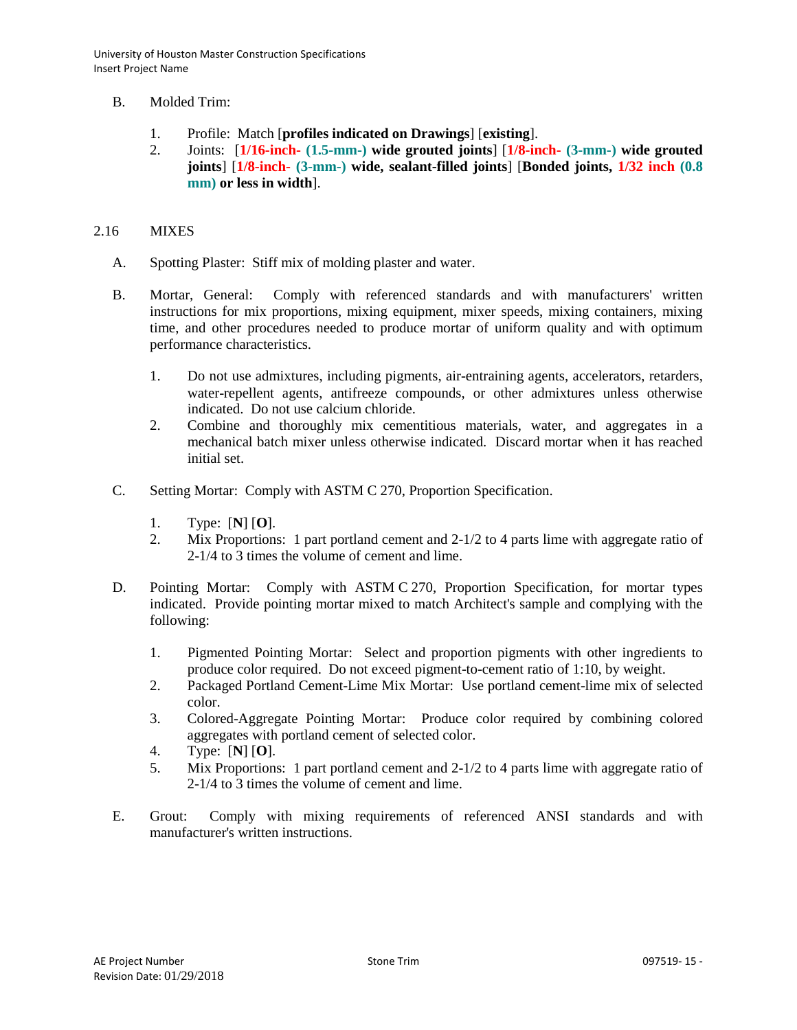B. Molded Trim:

1. Profile: Match [**profiles indicated on Drawings**] [**existing**].
2. Joints: [**1/16-inch- (1.5-mm-) wide grouted joints**] [**1/8-inch- (3-mm-) wide grouted joints**] [**1/8-inch- (3-mm-) wide, sealant-filled joints**] [**Bonded joints, 1/32 inch (0.8 mm) or less in width**].

## 2.16 MIXES

A. Spotting Plaster: Stiff mix of molding plaster and water.

B. Mortar, General: Comply with referenced standards and with manufacturers' written instructions for mix proportions, mixing equipment, mixer speeds, mixing containers, mixing time, and other procedures needed to produce mortar of uniform quality and with optimum performance characteristics.

1. Do not use admixtures, including pigments, air-entraining agents, accelerators, retarders, water-repellent agents, antifreeze compounds, or other admixtures unless otherwise indicated. Do not use calcium chloride.
2. Combine and thoroughly mix cementitious materials, water, and aggregates in a mechanical batch mixer unless otherwise indicated. Discard mortar when it has reached initial set.

C. Setting Mortar: Comply with ASTM C 270, Proportion Specification.

1. Type: [**N**] [**O**].
2. Mix Proportions: 1 part portland cement and 2-1/2 to 4 parts lime with aggregate ratio of 2-1/4 to 3 times the volume of cement and lime.

D. Pointing Mortar: Comply with ASTM C 270, Proportion Specification, for mortar types indicated. Provide pointing mortar mixed to match Architect's sample and complying with the following:

1. Pigmented Pointing Mortar: Select and proportion pigments with other ingredients to produce color required. Do not exceed pigment-to-cement ratio of 1:10, by weight.
2. Packaged Portland Cement-Lime Mix Mortar: Use portland cement-lime mix of selected color.
3. Colored-Aggregate Pointing Mortar: Produce color required by combining colored aggregates with portland cement of selected color.
4. Type: [**N**] [**O**].
5. Mix Proportions: 1 part portland cement and 2-1/2 to 4 parts lime with aggregate ratio of 2-1/4 to 3 times the volume of cement and lime.

E. Grout: Comply with mixing requirements of referenced ANSI standards and with manufacturer's written instructions.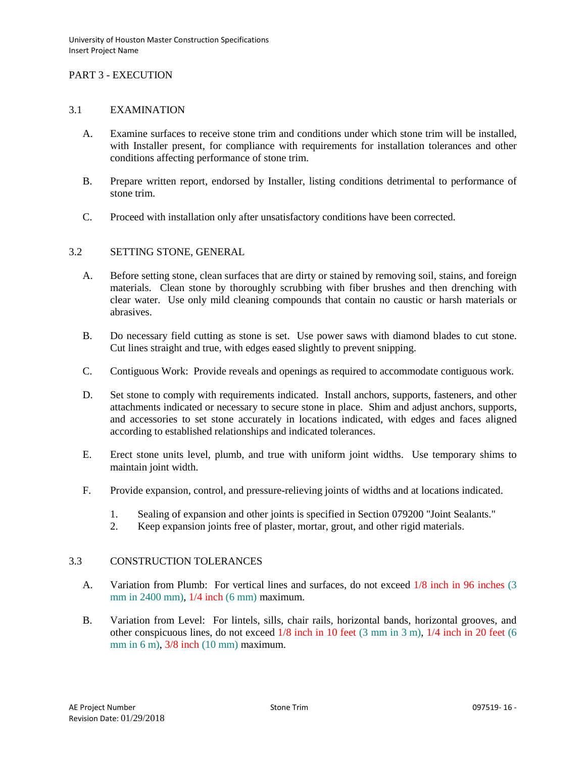## PART 3 - EXECUTION

### 3.1 EXAMINATION

A. Examine surfaces to receive stone trim and conditions under which stone trim will be installed, with Installer present, for compliance with requirements for installation tolerances and other conditions affecting performance of stone trim.

B. Prepare written report, endorsed by Installer, listing conditions detrimental to performance of stone trim.

C. Proceed with installation only after unsatisfactory conditions have been corrected.

### 3.2 SETTING STONE, GENERAL

A. Before setting stone, clean surfaces that are dirty or stained by removing soil, stains, and foreign materials. Clean stone by thoroughly scrubbing with fiber brushes and then drenching with clear water. Use only mild cleaning compounds that contain no caustic or harsh materials or abrasives.

B. Do necessary field cutting as stone is set. Use power saws with diamond blades to cut stone. Cut lines straight and true, with edges eased slightly to prevent snipping.

C. Contiguous Work: Provide reveals and openings as required to accommodate contiguous work.

D. Set stone to comply with requirements indicated. Install anchors, supports, fasteners, and other attachments indicated or necessary to secure stone in place. Shim and adjust anchors, supports, and accessories to set stone accurately in locations indicated, with edges and faces aligned according to established relationships and indicated tolerances.

E. Erect stone units level, plumb, and true with uniform joint widths. Use temporary shims to maintain joint width.

F. Provide expansion, control, and pressure-relieving joints of widths and at locations indicated.

1. Sealing of expansion and other joints is specified in Section 079200 "Joint Sealants."
2. Keep expansion joints free of plaster, mortar, grout, and other rigid materials.

### 3.3 CONSTRUCTION TOLERANCES

A. Variation from Plumb: For vertical lines and surfaces, do not exceed 1/8 inch in 96 inches (3 mm in 2400 mm), 1/4 inch (6 mm) maximum.

B. Variation from Level: For lintels, sills, chair rails, horizontal bands, horizontal grooves, and other conspicuous lines, do not exceed 1/8 inch in 10 feet (3 mm in 3 m), 1/4 inch in 20 feet (6 mm in 6 m), 3/8 inch (10 mm) maximum.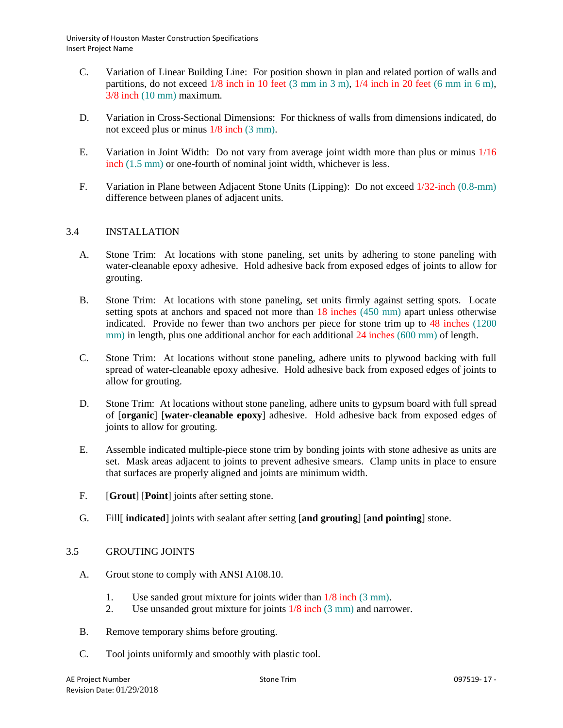C. Variation of Linear Building Line: For position shown in plan and related portion of walls and partitions, do not exceed 1/8 inch in 10 feet (3 mm in 3 m), 1/4 inch in 20 feet (6 mm in 6 m), 3/8 inch (10 mm) maximum.

D. Variation in Cross-Sectional Dimensions: For thickness of walls from dimensions indicated, do not exceed plus or minus 1/8 inch (3 mm).

E. Variation in Joint Width: Do not vary from average joint width more than plus or minus 1/16 inch (1.5 mm) or one-fourth of nominal joint width, whichever is less.

F. Variation in Plane between Adjacent Stone Units (Lipping): Do not exceed 1/32-inch (0.8-mm) difference between planes of adjacent units.

## 3.4 INSTALLATION

A. Stone Trim: At locations with stone paneling, set units by adhering to stone paneling with water-cleanable epoxy adhesive. Hold adhesive back from exposed edges of joints to allow for grouting.

B. Stone Trim: At locations with stone paneling, set units firmly against setting spots. Locate setting spots at anchors and spaced not more than 18 inches (450 mm) apart unless otherwise indicated. Provide no fewer than two anchors per piece for stone trim up to 48 inches (1200 mm) in length, plus one additional anchor for each additional 24 inches (600 mm) of length.

C. Stone Trim: At locations without stone paneling, adhere units to plywood backing with full spread of water-cleanable epoxy adhesive. Hold adhesive back from exposed edges of joints to allow for grouting.

D. Stone Trim: At locations without stone paneling, adhere units to gypsum board with full spread of [**organic**] [**water-cleanable epoxy**] adhesive. Hold adhesive back from exposed edges of joints to allow for grouting.

E. Assemble indicated multiple-piece stone trim by bonding joints with stone adhesive as units are set. Mask areas adjacent to joints to prevent adhesive smears. Clamp units in place to ensure that surfaces are properly aligned and joints are minimum width.

F. [**Grout**] [**Point**] joints after setting stone.

G. Fill[ **indicated**] joints with sealant after setting [**and grouting**] [**and pointing**] stone.

## 3.5 GROUTING JOINTS

A. Grout stone to comply with ANSI A108.10.

1. Use sanded grout mixture for joints wider than 1/8 inch (3 mm).
2. Use unsanded grout mixture for joints 1/8 inch (3 mm) and narrower.

B. Remove temporary shims before grouting.

C. Tool joints uniformly and smoothly with plastic tool.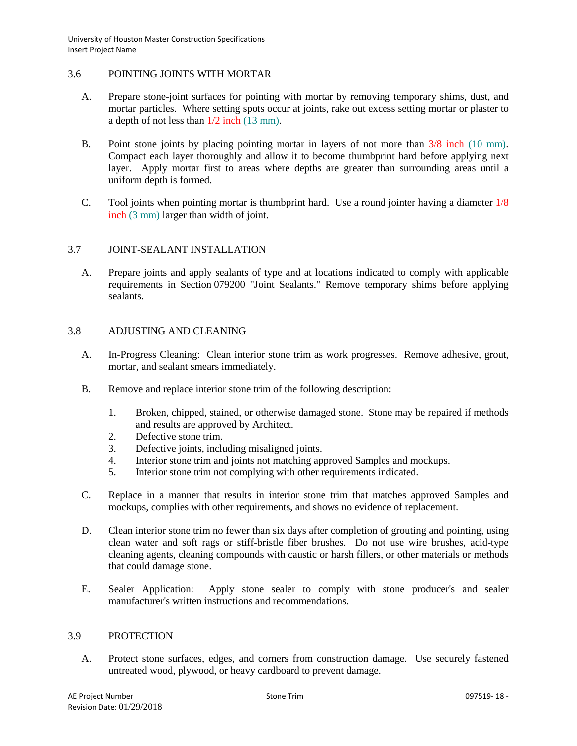## 3.6 POINTING JOINTS WITH MORTAR

A. Prepare stone-joint surfaces for pointing with mortar by removing temporary shims, dust, and mortar particles. Where setting spots occur at joints, rake out excess setting mortar or plaster to a depth of not less than 1/2 inch (13 mm).

B. Point stone joints by placing pointing mortar in layers of not more than 3/8 inch (10 mm). Compact each layer thoroughly and allow it to become thumbprint hard before applying next layer. Apply mortar first to areas where depths are greater than surrounding areas until a uniform depth is formed.

C. Tool joints when pointing mortar is thumbprint hard. Use a round jointer having a diameter 1/8 inch (3 mm) larger than width of joint.

## 3.7 JOINT-SEALANT INSTALLATION

A. Prepare joints and apply sealants of type and at locations indicated to comply with applicable requirements in Section 079200 "Joint Sealants." Remove temporary shims before applying sealants.

## 3.8 ADJUSTING AND CLEANING

A. In-Progress Cleaning: Clean interior stone trim as work progresses. Remove adhesive, grout, mortar, and sealant smears immediately.

B. Remove and replace interior stone trim of the following description:

1. Broken, chipped, stained, or otherwise damaged stone. Stone may be repaired if methods and results are approved by Architect.
2. Defective stone trim.
3. Defective joints, including misaligned joints.
4. Interior stone trim and joints not matching approved Samples and mockups.
5. Interior stone trim not complying with other requirements indicated.

C. Replace in a manner that results in interior stone trim that matches approved Samples and mockups, complies with other requirements, and shows no evidence of replacement.

D. Clean interior stone trim no fewer than six days after completion of grouting and pointing, using clean water and soft rags or stiff-bristle fiber brushes. Do not use wire brushes, acid-type cleaning agents, cleaning compounds with caustic or harsh fillers, or other materials or methods that could damage stone.

E. Sealer Application: Apply stone sealer to comply with stone producer's and sealer manufacturer's written instructions and recommendations.

## 3.9 PROTECTION

A. Protect stone surfaces, edges, and corners from construction damage. Use securely fastened untreated wood, plywood, or heavy cardboard to prevent damage.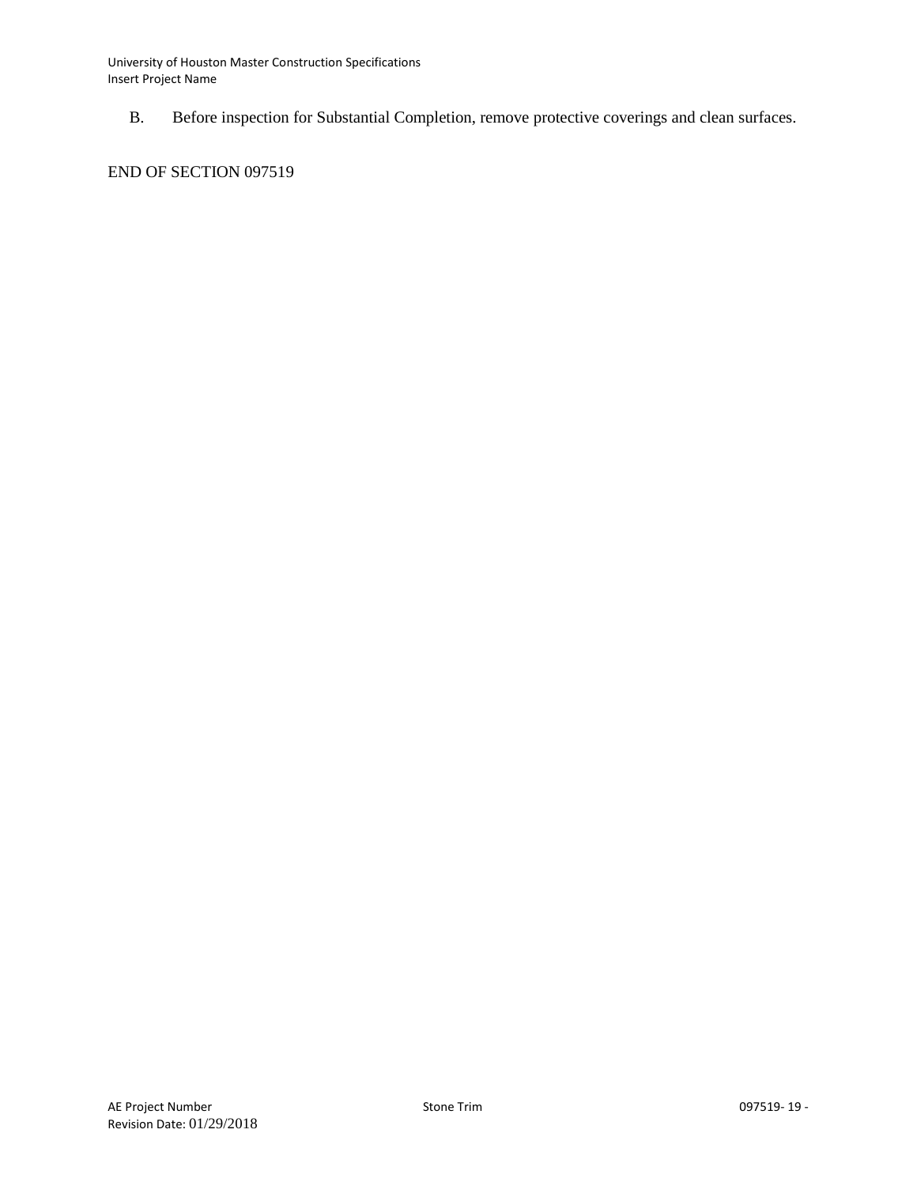B. Before inspection for Substantial Completion, remove protective coverings and clean surfaces.

END OF SECTION 097519